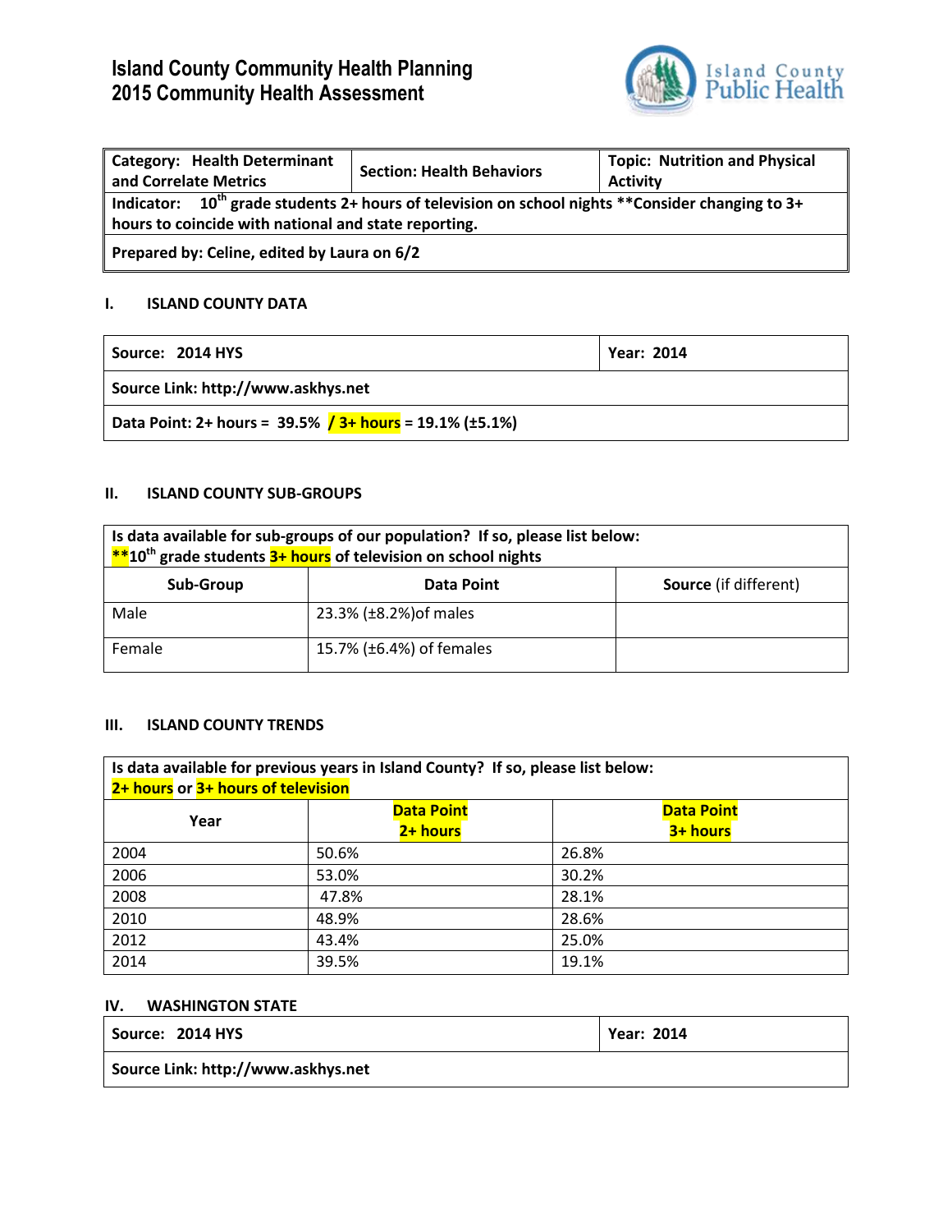# Island County Community Health Planning
# 2015 Community Health Assessment

Island County Public Health

| Category: Health Determinant and Correlate Metrics | Section: Health Behaviors | Topic: Nutrition and Physical Activity |
|---|---|---|
| Indicator: 10th grade students 2+ hours of television on school nights **Consider changing to 3+ hours to coincide with national and state reporting. | | |
| Prepared by: Celine, edited by Laura on 6/2 | | |

## I. ISLAND COUNTY DATA

| Source: 2014 HYS | Year: 2014 |
|---|---|
| Source Link: http://www.askhys.net | |
| Data Point: 2+ hours = 39.5% / 3+ hours = 19.1% (±5.1%) | |

## II. ISLAND COUNTY SUB-GROUPS

Is data available for sub-groups of our population? If so, please list below:
**10th grade students 3+ hours of television on school nights

| Sub-Group | Data Point | Source (if different) |
|---|---|---|
| Male | 23.3% (±8.2%)of males | |
| Female | 15.7% (±6.4%) of females | |

## III. ISLAND COUNTY TRENDS

Is data available for previous years in Island County? If so, please list below:
2+ hours or 3+ hours of television

| Year | Data Point 2+ hours | Data Point 3+ hours |
|---|---|---|
| 2004 | 50.6% | 26.8% |
| 2006 | 53.0% | 30.2% |
| 2008 | 47.8% | 28.1% |
| 2010 | 48.9% | 28.6% |
| 2012 | 43.4% | 25.0% |
| 2014 | 39.5% | 19.1% |

## IV. WASHINGTON STATE

| Source: 2014 HYS | Year: 2014 |
|---|---|
| Source Link: http://www.askhys.net | |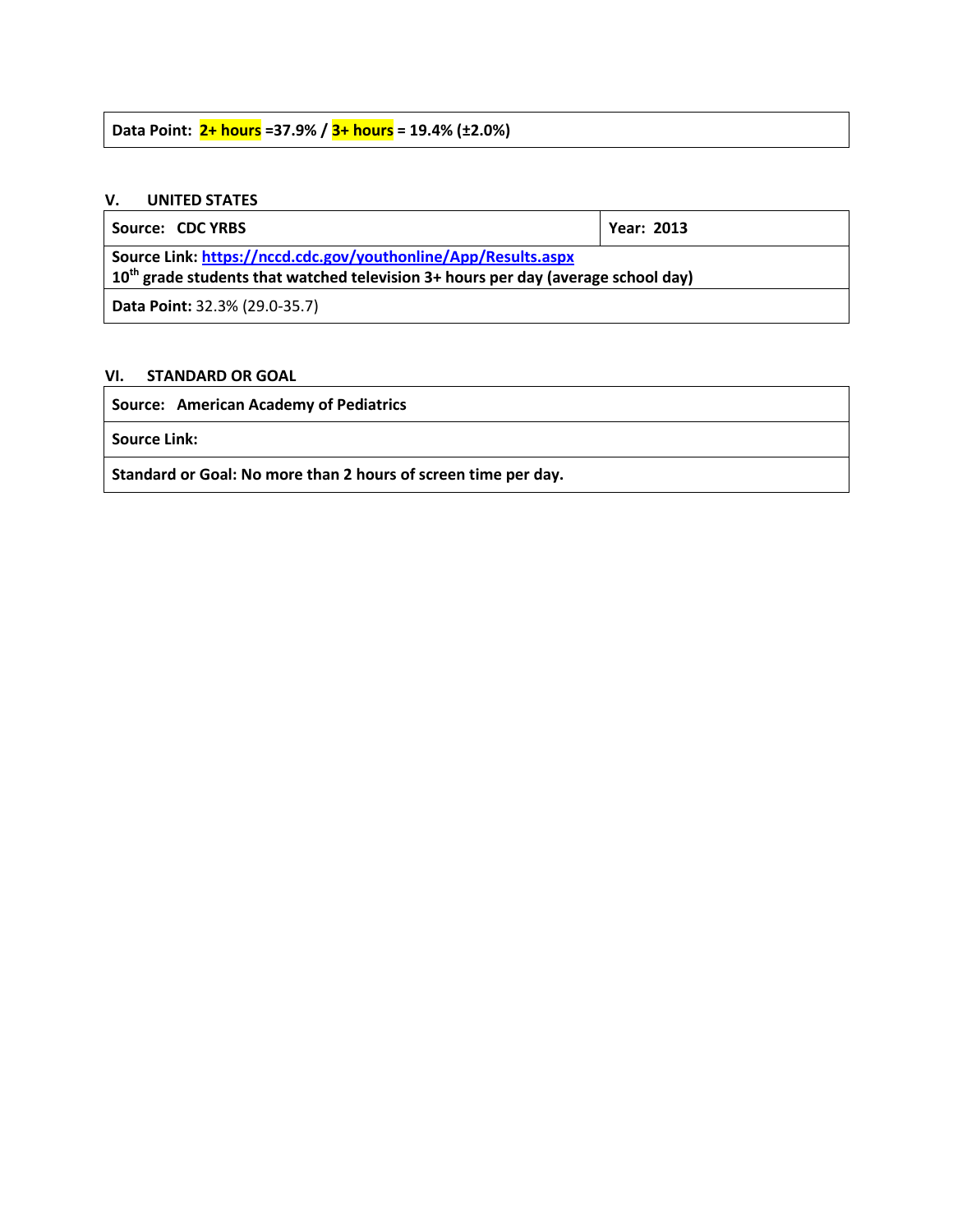| |
|---|
| **Data Point: 2+ hours =37.9% / 3+ hours = 19.4% (±2.0%)** |

## V. UNITED STATES

| **Source: CDC YRBS** | **Year: 2013** |
|---|---|
| **Source Link: [https://nccd.cdc.gov/youthonline/App/Results.aspx](https://nccd.cdc.gov/youthonline/App/Results.aspx)** <br> **10th grade students that watched television 3+ hours per day (average school day)** | |
| **Data Point:** 32.3% (29.0-35.7) | |

## VI. STANDARD OR GOAL

| **Source: American Academy of Pediatrics** |
|---|
| **Source Link:** |
| **Standard or Goal: No more than 2 hours of screen time per day.** |